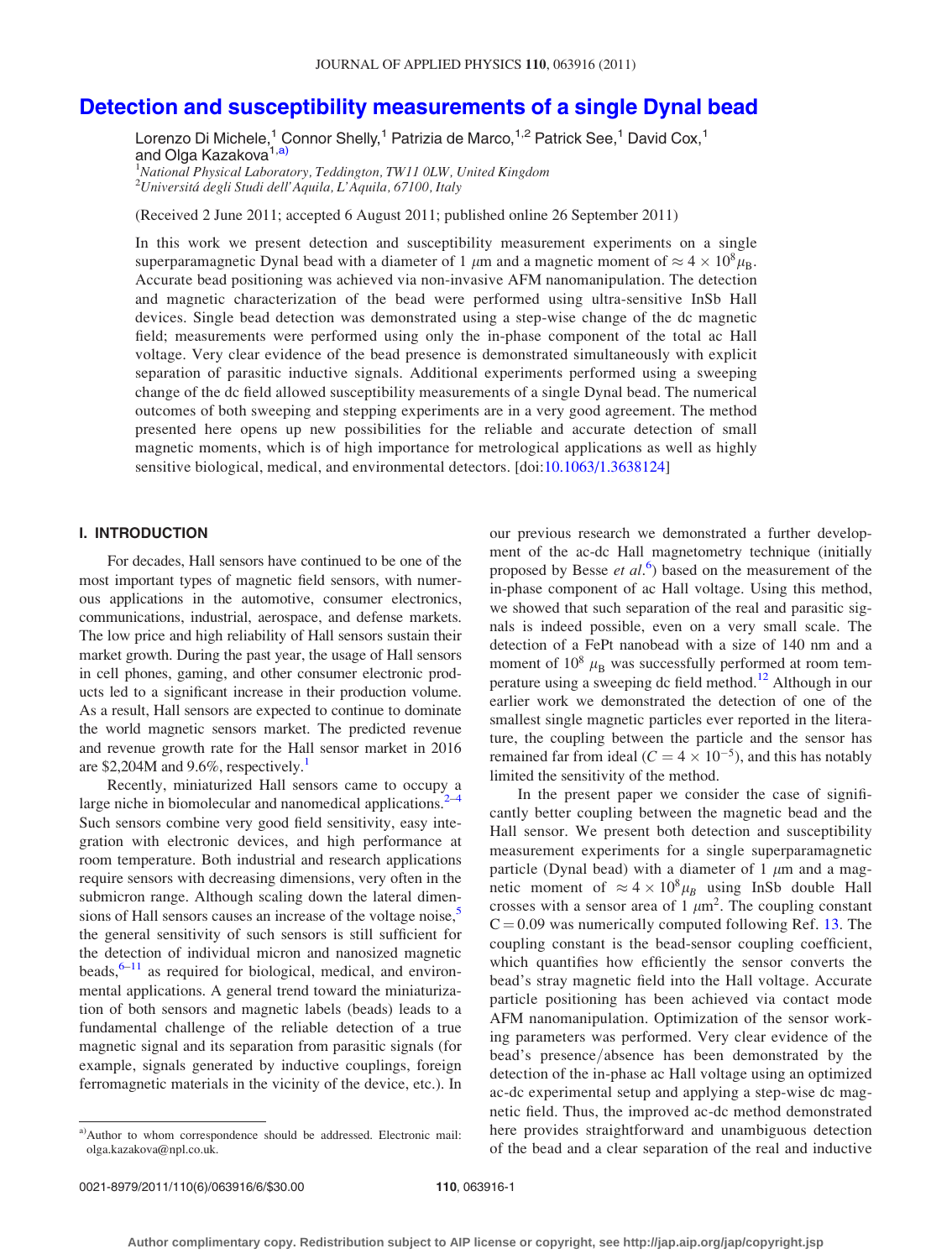# Detection and susceptibility measurements of a single Dynal bead

Lorenzo Di Michele,[1] Connor Shelly,[1] Patrizia de Marco,[1,2] Patrick See,[1] David Cox,[1] and Olga Kazakova[1,a)]

[1]*National Physical Laboratory, Teddington, TW11 0LW, United Kingdom*
[2]*Universitá degli Studi dell'Aquila, L'Aquila, 67100, Italy*

(Received 2 June 2011; accepted 6 August 2011; published online 26 September 2011)

In this work we present detection and susceptibility measurement experiments on a single superparamagnetic Dynal bead with a diameter of 1 $\mu$m and a magnetic moment of $\approx 4 \times 10^8 \mu_B$. Accurate bead positioning was achieved via non-invasive AFM nanomanipulation. The detection and magnetic characterization of the bead were performed using ultra-sensitive InSb Hall devices. Single bead detection was demonstrated using a step-wise change of the dc magnetic field; measurements were performed using only the in-phase component of the total ac Hall voltage. Very clear evidence of the bead presence is demonstrated simultaneously with explicit separation of parasitic inductive signals. Additional experiments performed using a sweeping change of the dc field allowed susceptibility measurements of a single Dynal bead. The numerical outcomes of both sweeping and stepping experiments are in a very good agreement. The method presented here opens up new possibilities for the reliable and accurate detection of small magnetic moments, which is of high importance for metrological applications as well as highly sensitive biological, medical, and environmental detectors. [doi:10.1063/1.3638124]

## I. INTRODUCTION

For decades, Hall sensors have continued to be one of the most important types of magnetic field sensors, with numerous applications in the automotive, consumer electronics, communications, industrial, aerospace, and defense markets. The low price and high reliability of Hall sensors sustain their market growth. During the past year, the usage of Hall sensors in cell phones, gaming, and other consumer electronic products led to a significant increase in their production volume. As a result, Hall sensors are expected to continue to dominate the world magnetic sensors market. The predicted revenue and revenue growth rate for the Hall sensor market in 2016 are \$2,204M and 9.6%, respectively.[1]

Recently, miniaturized Hall sensors came to occupy a large niche in biomolecular and nanomedical applications.[2–4] Such sensors combine very good field sensitivity, easy integration with electronic devices, and high performance at room temperature. Both industrial and research applications require sensors with decreasing dimensions, very often in the submicron range. Although scaling down the lateral dimensions of Hall sensors causes an increase of the voltage noise,[5] the general sensitivity of such sensors is still sufficient for the detection of individual micron and nanosized magnetic beads,[6–11] as required for biological, medical, and environmental applications. A general trend toward the miniaturization of both sensors and magnetic labels (beads) leads to a fundamental challenge of the reliable detection of a true magnetic signal and its separation from parasitic signals (for example, signals generated by inductive couplings, foreign ferromagnetic materials in the vicinity of the device, etc.). In our previous research we demonstrated a further development of the ac-dc Hall magnetometry technique (initially proposed by Besse *et al.*[6]) based on the measurement of the in-phase component of ac Hall voltage. Using this method, we showed that such separation of the real and parasitic signals is indeed possible, even on a very small scale. The detection of a FePt nanobead with a size of 140 nm and a moment of $10^8$ $\mu_B$ was successfully performed at room temperature using a sweeping dc field method.[12] Although in our earlier work we demonstrated the detection of one of the smallest single magnetic particles ever reported in the literature, the coupling between the particle and the sensor has remained far from ideal ($C = 4 \times 10^{-5}$), and this has notably limited the sensitivity of the method.

In the present paper we consider the case of significantly better coupling between the magnetic bead and the Hall sensor. We present both detection and susceptibility measurement experiments for a single superparamagnetic particle (Dynal bead) with a diameter of 1 $\mu$m and a magnetic moment of $\approx 4 \times 10^8 \mu_B$ using InSb double Hall crosses with a sensor area of 1 $\mu$m$^2$. The coupling constant $C = 0.09$ was numerically computed following Ref. 13. The coupling constant is the bead-sensor coupling coefficient, which quantifies how efficiently the sensor converts the bead's stray magnetic field into the Hall voltage. Accurate particle positioning has been achieved via contact mode AFM nanomanipulation. Optimization of the sensor working parameters was performed. Very clear evidence of the bead's presence/absence has been demonstrated by the detection of the in-phase ac Hall voltage using an optimized ac-dc experimental setup and applying a step-wise dc magnetic field. Thus, the improved ac-dc method demonstrated here provides straightforward and unambiguous detection of the bead and a clear separation of the real and inductive

a)Author to whom correspondence should be addressed. Electronic mail: olga.kazakova@npl.co.uk.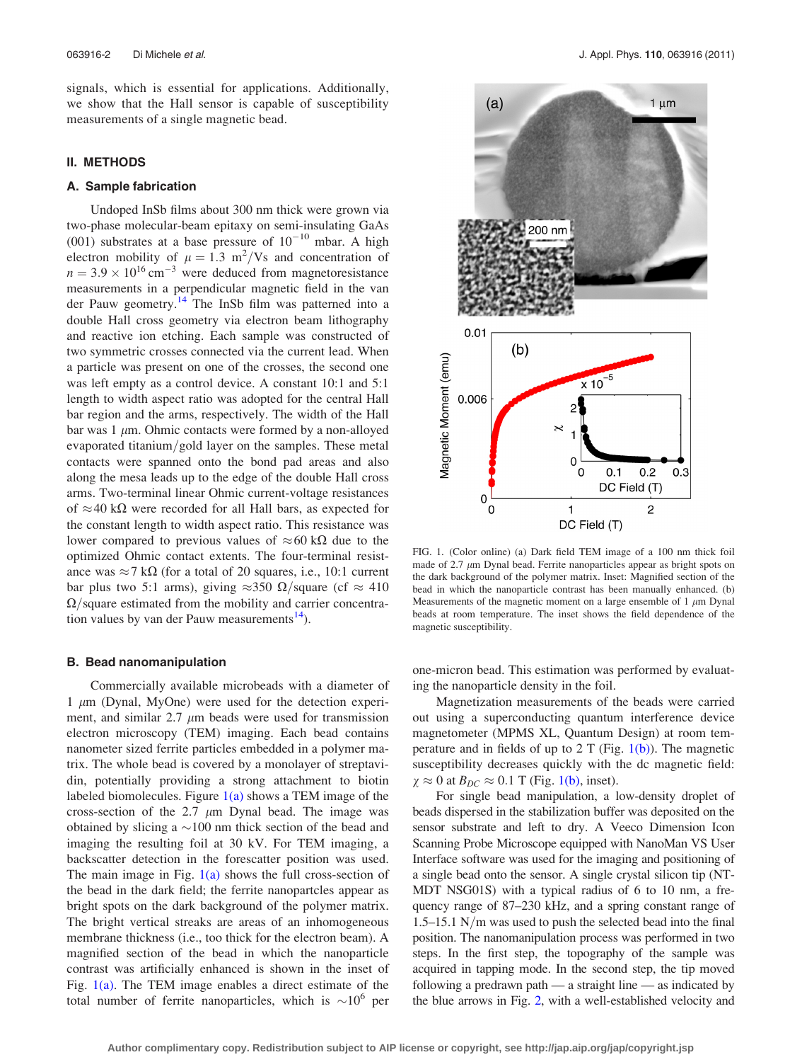signals, which is essential for applications. Additionally, we show that the Hall sensor is capable of susceptibility measurements of a single magnetic bead.

## II. METHODS

### A. Sample fabrication

Undoped InSb films about 300 nm thick were grown via two-phase molecular-beam epitaxy on semi-insulating GaAs (001) substrates at a base pressure of $10^{-10}$ mbar. A high electron mobility of $\mu = 1.3\ \mathrm{m^2/Vs}$ and concentration of $n = 3.9 \times 10^{16}\ \mathrm{cm^{-3}}$ were deduced from magnetoresistance measurements in a perpendicular magnetic field in the van der Pauw geometry.[14] The InSb film was patterned into a double Hall cross geometry via electron beam lithography and reactive ion etching. Each sample was constructed of two symmetric crosses connected via the current lead. When a particle was present on one of the crosses, the second one was left empty as a control device. A constant 10:1 and 5:1 length to width aspect ratio was adopted for the central Hall bar region and the arms, respectively. The width of the Hall bar was 1 $\mu$m. Ohmic contacts were formed by a non-alloyed evaporated titanium/gold layer on the samples. These metal contacts were spanned onto the bond pad areas and also along the mesa leads up to the edge of the double Hall cross arms. Two-terminal linear Ohmic current-voltage resistances of $\approx$40 k$\Omega$ were recorded for all Hall bars, as expected for the constant length to width aspect ratio. This resistance was lower compared to previous values of $\approx$60 k$\Omega$ due to the optimized Ohmic contact extents. The four-terminal resistance was $\approx$7 k$\Omega$ (for a total of 20 squares, i.e., 10:1 current bar plus two 5:1 arms), giving $\approx$350 $\Omega$/square (cf $\approx$ 410 $\Omega$/square estimated from the mobility and carrier concentration values by van der Pauw measurements[14]).

### B. Bead nanomanipulation

Commercially available microbeads with a diameter of 1 $\mu$m (Dynal, MyOne) were used for the detection experiment, and similar 2.7 $\mu$m beads were used for transmission electron microscopy (TEM) imaging. Each bead contains nanometer sized ferrite particles embedded in a polymer matrix. The whole bead is covered by a monolayer of streptavidin, potentially providing a strong attachment to biotin labeled biomolecules. Figure 1(a) shows a TEM image of the cross-section of the 2.7 $\mu$m Dynal bead. The image was obtained by slicing a $\sim$100 nm thick section of the bead and imaging the resulting foil at 30 kV. For TEM imaging, a backscatter detection in the forescatter position was used. The main image in Fig. 1(a) shows the full cross-section of the bead in the dark field; the ferrite nanopartcles appear as bright spots on the dark background of the polymer matrix. The bright vertical streaks are areas of an inhomogeneous membrane thickness (i.e., too thick for the electron beam). A magnified section of the bead in which the nanoparticle contrast was artificially enhanced is shown in the inset of Fig. 1(a). The TEM image enables a direct estimate of the total number of ferrite nanoparticles, which is $\sim 10^6$ per one-micron bead. This estimation was performed by evaluating the nanoparticle density in the foil.

FIG. 1. (Color online) (a) Dark field TEM image of a 100 nm thick foil made of 2.7 $\mu$m Dynal bead. Ferrite nanoparticles appear as bright spots on the dark background of the polymer matrix. Inset: Magnified section of the bead in which the nanoparticle contrast has been manually enhanced. (b) Measurements of the magnetic moment on a large ensemble of 1 $\mu$m Dynal beads at room temperature. The inset shows the field dependence of the magnetic susceptibility.

Magnetization measurements of the beads were carried out using a superconducting quantum interference device magnetometer (MPMS XL, Quantum Design) at room temperature and in fields of up to 2 T (Fig. 1(b)). The magnetic susceptibility decreases quickly with the dc magnetic field: $\chi \approx 0$ at $B_{DC} \approx 0.1$ T (Fig. 1(b), inset).

For single bead manipulation, a low-density droplet of beads dispersed in the stabilization buffer was deposited on the sensor substrate and left to dry. A Veeco Dimension Icon Scanning Probe Microscope equipped with NanoMan VS User Interface software was used for the imaging and positioning of a single bead onto the sensor. A single crystal silicon tip (NT-MDT NSG01S) with a typical radius of 6 to 10 nm, a frequency range of 87–230 kHz, and a spring constant range of 1.5–15.1 N/m was used to push the selected bead into the final position. The nanomanipulation process was performed in two steps. In the first step, the topography of the sample was acquired in tapping mode. In the second step, the tip moved following a predrawn path — a straight line — as indicated by the blue arrows in Fig. 2, with a well-established velocity and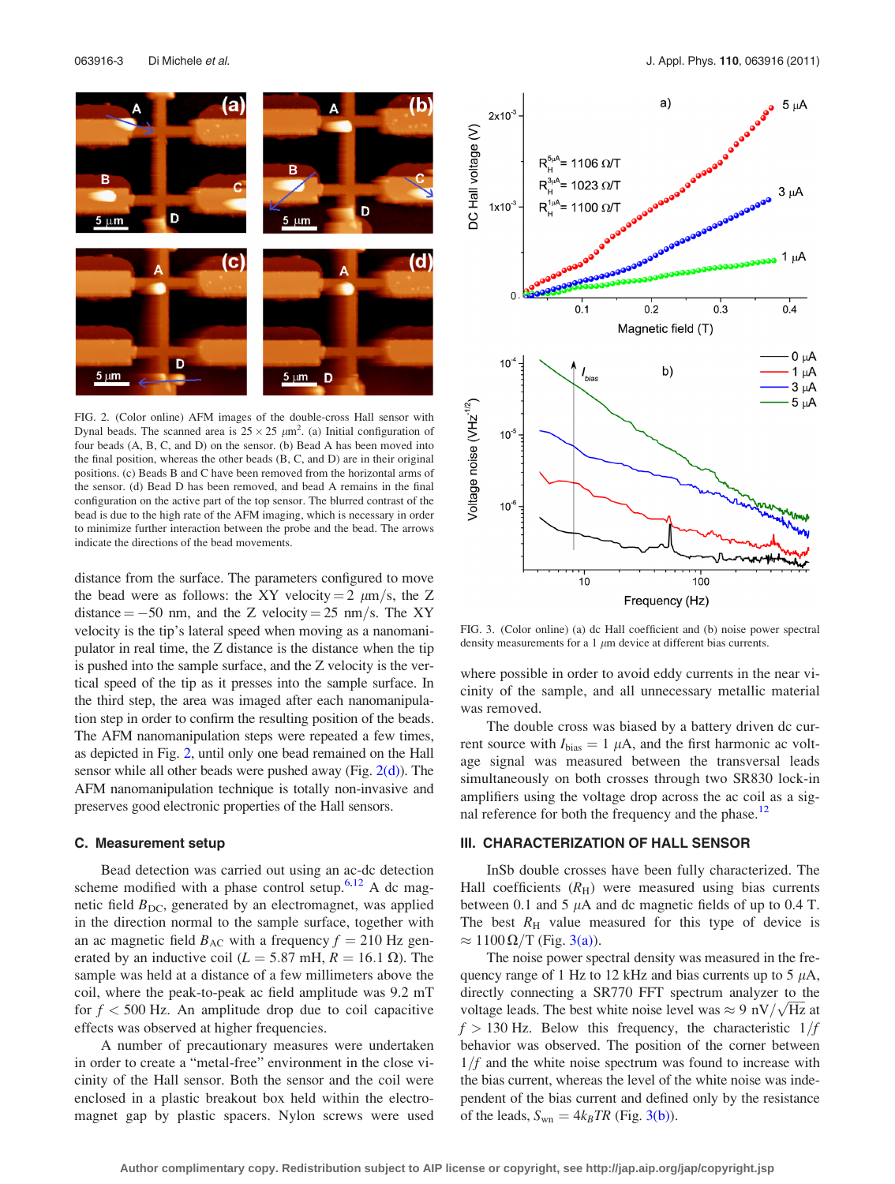FIG. 2. (Color online) AFM images of the double-cross Hall sensor with Dynal beads. The scanned area is $25 \times 25$ $\mu m^2$. (a) Initial configuration of four beads (A, B, C, and D) on the sensor. (b) Bead A has been moved into the final position, whereas the other beads (B, C, and D) are in their original positions. (c) Beads B and C have been removed from the horizontal arms of the sensor. (d) Bead D has been removed, and bead A remains in the final configuration on the active part of the top sensor. The blurred contrast of the bead is due to the high rate of the AFM imaging, which is necessary in order to minimize further interaction between the probe and the bead. The arrows indicate the directions of the bead movements.

distance from the surface. The parameters configured to move the bead were as follows: the XY velocity = 2 $\mu$m/s, the Z distance = −50 nm, and the Z velocity = 25 nm/s. The XY velocity is the tip's lateral speed when moving as a nanomanipulator in real time, the Z distance is the distance when the tip is pushed into the sample surface, and the Z velocity is the vertical speed of the tip as it presses into the sample surface. In the third step, the area was imaged after each nanomanipulation step in order to confirm the resulting position of the beads. The AFM nanomanipulation steps were repeated a few times, as depicted in Fig. 2, until only one bead remained on the Hall sensor while all other beads were pushed away (Fig. 2(d)). The AFM nanomanipulation technique is totally non-invasive and preserves good electronic properties of the Hall sensors.

### C. Measurement setup

Bead detection was carried out using an ac-dc detection scheme modified with a phase control setup.[6,12] A dc magnetic field $B_{DC}$, generated by an electromagnet, was applied in the direction normal to the sample surface, together with an ac magnetic field $B_{AC}$ with a frequency $f$ = 210 Hz generated by an inductive coil ($L$ = 5.87 mH, $R$ = 16.1 Ω). The sample was held at a distance of a few millimeters above the coil, where the peak-to-peak ac field amplitude was 9.2 mT for $f$ < 500 Hz. An amplitude drop due to coil capacitive effects was observed at higher frequencies.

A number of precautionary measures were undertaken in order to create a "metal-free" environment in the close vicinity of the Hall sensor. Both the sensor and the coil were enclosed in a plastic breakout box held within the electromagnet gap by plastic spacers. Nylon screws were used where possible in order to avoid eddy currents in the near vicinity of the sample, and all unnecessary metallic material was removed.

The double cross was biased by a battery driven dc current source with $I_{bias}$ = 1 $\mu$A, and the first harmonic ac voltage signal was measured between the transversal leads simultaneously on both crosses through two SR830 lock-in amplifiers using the voltage drop across the ac coil as a signal reference for both the frequency and the phase.[12]

FIG. 3. (Color online) (a) dc Hall coefficient and (b) noise power spectral density measurements for a 1 $\mu$m device at different bias currents.

## III. CHARACTERIZATION OF HALL SENSOR

InSb double crosses have been fully characterized. The Hall coefficients ($R_H$) were measured using bias currents between 0.1 and 5 $\mu$A and dc magnetic fields of up to 0.4 T. The best $R_H$ value measured for this type of device is $\approx 1100\,\Omega$/T (Fig. 3(a)).

The noise power spectral density was measured in the frequency range of 1 Hz to 12 kHz and bias currents up to 5 $\mu$A, directly connecting a SR770 FFT spectrum analyzer to the voltage leads. The best white noise level was $\approx 9$ nV/$\sqrt{\text{Hz}}$ at $f$ > 130 Hz. Below this frequency, the characteristic $1/f$ behavior was observed. The position of the corner between $1/f$ and the white noise spectrum was found to increase with the bias current, whereas the level of the white noise was independent of the bias current and defined only by the resistance of the leads, $S_{wn} = 4k_BTR$ (Fig. 3(b)).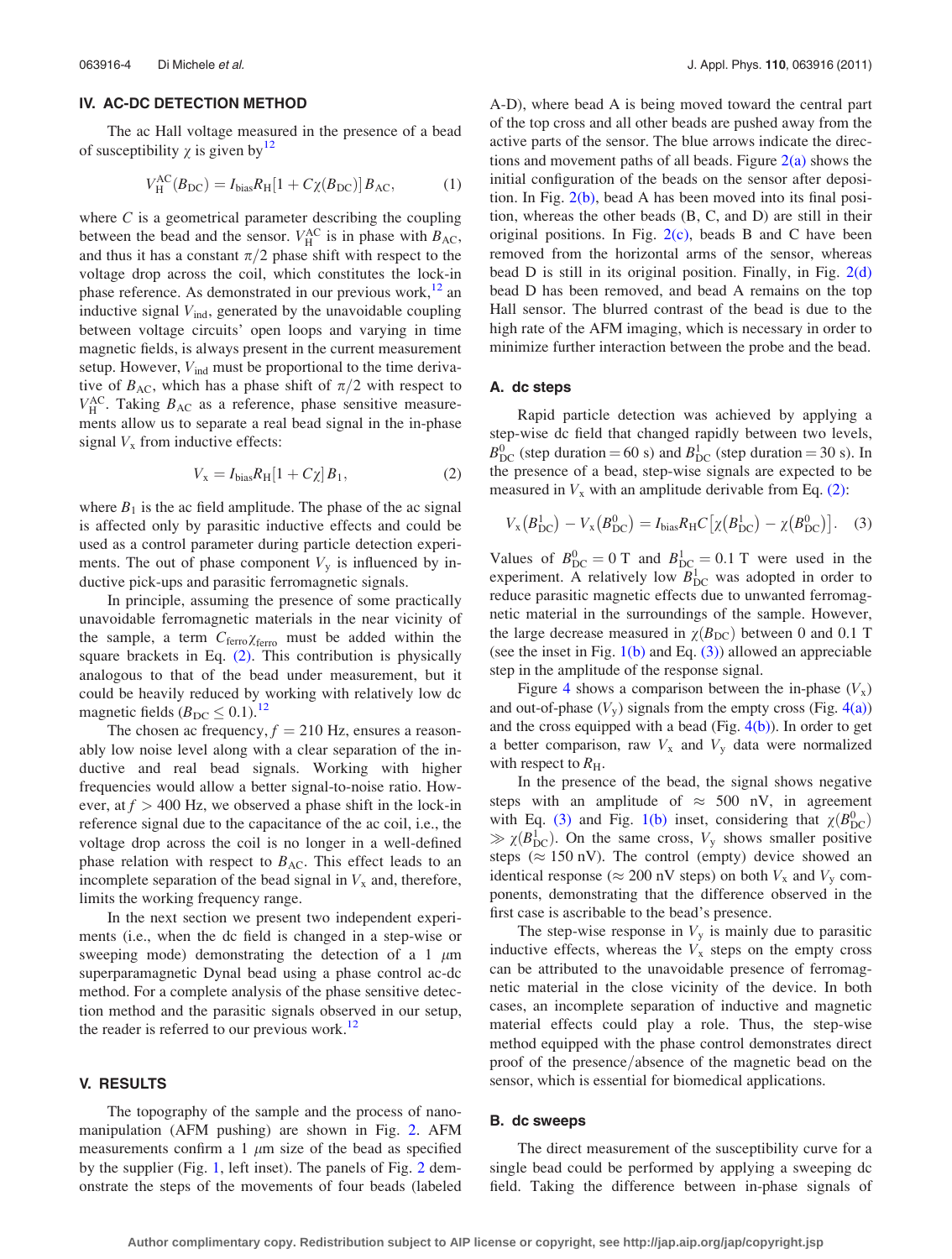## IV. AC-DC DETECTION METHOD

The ac Hall voltage measured in the presence of a bead of susceptibility $\chi$ is given by[12]

$$V_{\mathrm{H}}^{\mathrm{AC}}(B_{\mathrm{DC}}) = I_{\mathrm{bias}} R_{\mathrm{H}} [1 + C\chi(B_{\mathrm{DC}})] B_{\mathrm{AC}}, \quad (1)$$

where $C$ is a geometrical parameter describing the coupling between the bead and the sensor. $V_{\mathrm{H}}^{\mathrm{AC}}$ is in phase with $B_{\mathrm{AC}}$, and thus it has a constant $\pi/2$ phase shift with respect to the voltage drop across the coil, which constitutes the lock-in phase reference. As demonstrated in our previous work,[12] an inductive signal $V_{\mathrm{ind}}$, generated by the unavoidable coupling between voltage circuits' open loops and varying in time magnetic fields, is always present in the current measurement setup. However, $V_{\mathrm{ind}}$ must be proportional to the time derivative of $B_{\mathrm{AC}}$, which has a phase shift of $\pi/2$ with respect to $V_{\mathrm{H}}^{\mathrm{AC}}$. Taking $B_{\mathrm{AC}}$ as a reference, phase sensitive measurements allow us to separate a real bead signal in the in-phase signal $V_{\mathrm{x}}$ from inductive effects:

$$V_{\mathrm{x}} = I_{\mathrm{bias}} R_{\mathrm{H}} [1 + C\chi] B_1, \quad (2)$$

where $B_1$ is the ac field amplitude. The phase of the ac signal is affected only by parasitic inductive effects and could be used as a control parameter during particle detection experiments. The out of phase component $V_{\mathrm{y}}$ is influenced by inductive pick-ups and parasitic ferromagnetic signals.

In principle, assuming the presence of some practically unavoidable ferromagnetic materials in the near vicinity of the sample, a term $C_{\mathrm{ferro}}\chi_{\mathrm{ferro}}$ must be added within the square brackets in Eq. (2). This contribution is physically analogous to that of the bead under measurement, but it could be heavily reduced by working with relatively low dc magnetic fields ($B_{\mathrm{DC}} \leq 0.1$).[12]

The chosen ac frequency, $f = 210$ Hz, ensures a reasonably low noise level along with a clear separation of the inductive and real bead signals. Working with higher frequencies would allow a better signal-to-noise ratio. However, at $f > 400$ Hz, we observed a phase shift in the lock-in reference signal due to the capacitance of the ac coil, i.e., the voltage drop across the coil is no longer in a well-defined phase relation with respect to $B_{\mathrm{AC}}$. This effect leads to an incomplete separation of the bead signal in $V_{\mathrm{x}}$ and, therefore, limits the working frequency range.

In the next section we present two independent experiments (i.e., when the dc field is changed in a step-wise or sweeping mode) demonstrating the detection of a 1 $\mu$m superparamagnetic Dynal bead using a phase control ac-dc method. For a complete analysis of the phase sensitive detection method and the parasitic signals observed in our setup, the reader is referred to our previous work.[12]

## V. RESULTS

The topography of the sample and the process of nanomanipulation (AFM pushing) are shown in Fig. 2. AFM measurements confirm a 1 $\mu$m size of the bead as specified by the supplier (Fig. 1, left inset). The panels of Fig. 2 demonstrate the steps of the movements of four beads (labeled A-D), where bead A is being moved toward the central part of the top cross and all other beads are pushed away from the active parts of the sensor. The blue arrows indicate the directions and movement paths of all beads. Figure 2(a) shows the initial configuration of the beads on the sensor after deposition. In Fig. 2(b), bead A has been moved into its final position, whereas the other beads (B, C, and D) are still in their original positions. In Fig. 2(c), beads B and C have been removed from the horizontal arms of the sensor, whereas bead D is still in its original position. Finally, in Fig. 2(d) bead D has been removed, and bead A remains on the top Hall sensor. The blurred contrast of the bead is due to the high rate of the AFM imaging, which is necessary in order to minimize further interaction between the probe and the bead.

### A. dc steps

Rapid particle detection was achieved by applying a step-wise dc field that changed rapidly between two levels, $B_{\mathrm{DC}}^0$ (step duration = 60 s) and $B_{\mathrm{DC}}^1$ (step duration = 30 s). In the presence of a bead, step-wise signals are expected to be measured in $V_{\mathrm{x}}$ with an amplitude derivable from Eq. (2):

$$V_{\mathrm{x}}(B_{\mathrm{DC}}^1) - V_{\mathrm{x}}(B_{\mathrm{DC}}^0) = I_{\mathrm{bias}} R_{\mathrm{H}} C [\chi(B_{\mathrm{DC}}^1) - \chi(B_{\mathrm{DC}}^0)]. \quad (3)$$

Values of $B_{\mathrm{DC}}^0 = 0$ T and $B_{\mathrm{DC}}^1 = 0.1$ T were used in the experiment. A relatively low $B_{\mathrm{DC}}^1$ was adopted in order to reduce parasitic magnetic effects due to unwanted ferromagnetic material in the surroundings of the sample. However, the large decrease measured in $\chi(B_{\mathrm{DC}})$ between 0 and 0.1 T (see the inset in Fig. 1(b) and Eq. (3)) allowed an appreciable step in the amplitude of the response signal.

Figure 4 shows a comparison between the in-phase ($V_{\mathrm{x}}$) and out-of-phase ($V_{\mathrm{y}}$) signals from the empty cross (Fig. 4(a)) and the cross equipped with a bead (Fig. 4(b)). In order to get a better comparison, raw $V_{\mathrm{x}}$ and $V_{\mathrm{y}}$ data were normalized with respect to $R_{\mathrm{H}}$.

In the presence of the bead, the signal shows negative steps with an amplitude of $\approx$ 500 nV, in agreement with Eq. (3) and Fig. 1(b) inset, considering that $\chi(B_{\mathrm{DC}}^0) \gg \chi(B_{\mathrm{DC}}^1)$. On the same cross, $V_{\mathrm{y}}$ shows smaller positive steps ($\approx$ 150 nV). The control (empty) device showed an identical response ($\approx$ 200 nV steps) on both $V_{\mathrm{x}}$ and $V_{\mathrm{y}}$ components, demonstrating that the difference observed in the first case is ascribable to the bead's presence.

The step-wise response in $V_{\mathrm{y}}$ is mainly due to parasitic inductive effects, whereas the $V_{\mathrm{x}}$ steps on the empty cross can be attributed to the unavoidable presence of ferromagnetic material in the close vicinity of the device. In both cases, an incomplete separation of inductive and magnetic material effects could play a role. Thus, the step-wise method equipped with the phase control demonstrates direct proof of the presence/absence of the magnetic bead on the sensor, which is essential for biomedical applications.

### B. dc sweeps

The direct measurement of the susceptibility curve for a single bead could be performed by applying a sweeping dc field. Taking the difference between in-phase signals of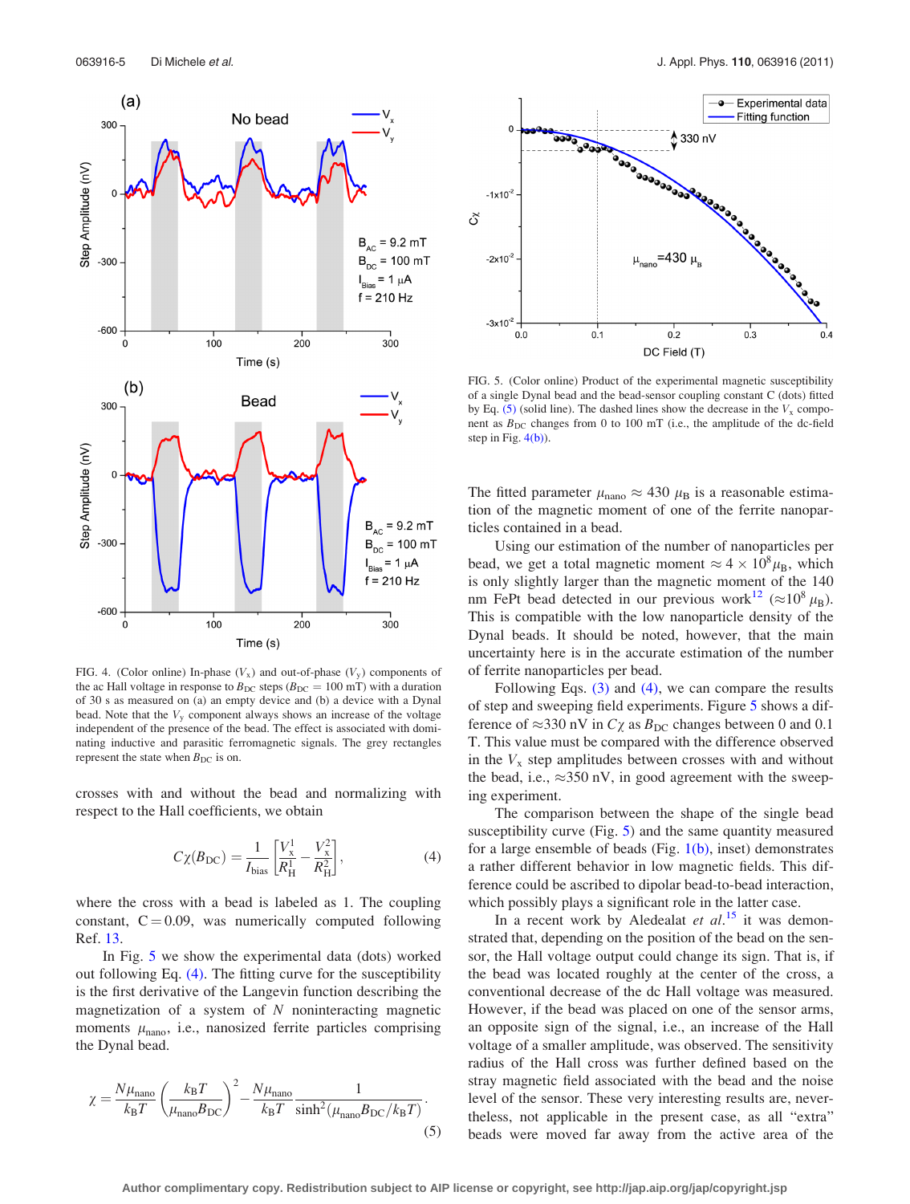FIG. 4. (Color online) In-phase ($V_x$) and out-of-phase ($V_y$) components of the ac Hall voltage in response to $B_{DC}$ steps ($B_{DC}$ = 100 mT) with a duration of 30 s as measured on (a) an empty device and (b) a device with a Dynal bead. Note that the $V_y$ component always shows an increase of the voltage independent of the presence of the bead. The effect is associated with dominating inductive and parasitic ferromagnetic signals. The grey rectangles represent the state when $B_{DC}$ is on.

crosses with and without the bead and normalizing with respect to the Hall coefficients, we obtain

$$C\chi(B_{DC}) = \frac{1}{I_{bias}}\left[\frac{V_x^1}{R_H^1} - \frac{V_x^2}{R_H^2}\right], \tag{4}$$

where the cross with a bead is labeled as 1. The coupling constant, C = 0.09, was numerically computed following Ref. 13.

In Fig. 5 we show the experimental data (dots) worked out following Eq. (4). The fitting curve for the susceptibility is the first derivative of the Langevin function describing the magnetization of a system of $N$ noninteracting magnetic moments $\mu_{nano}$, i.e., nanosized ferrite particles comprising the Dynal bead.

$$\chi = \frac{N\mu_{nano}}{k_B T}\left(\frac{k_B T}{\mu_{nano} B_{DC}}\right)^2 - \frac{N\mu_{nano}}{k_B T}\frac{1}{\sinh^2(\mu_{nano} B_{DC}/k_B T)}. \tag{5}$$

FIG. 5. (Color online) Product of the experimental magnetic susceptibility of a single Dynal bead and the bead-sensor coupling constant C (dots) fitted by Eq. (5) (solid line). The dashed lines show the decrease in the $V_x$ component as $B_{DC}$ changes from 0 to 100 mT (i.e., the amplitude of the dc-field step in Fig. 4(b)).

The fitted parameter $\mu_{nano} \approx 430\ \mu_B$ is a reasonable estimation of the magnetic moment of one of the ferrite nanoparticles contained in a bead.

Using our estimation of the number of nanoparticles per bead, we get a total magnetic moment $\approx 4 \times 10^8 \mu_B$, which is only slightly larger than the magnetic moment of the 140 nm FePt bead detected in our previous work[12] ($\approx 10^8\ \mu_B$). This is compatible with the low nanoparticle density of the Dynal beads. It should be noted, however, that the main uncertainty here is in the accurate estimation of the number of ferrite nanoparticles per bead.

Following Eqs. (3) and (4), we can compare the results of step and sweeping field experiments. Figure 5 shows a difference of $\approx$330 nV in $C\chi$ as $B_{DC}$ changes between 0 and 0.1 T. This value must be compared with the difference observed in the $V_x$ step amplitudes between crosses with and without the bead, i.e., $\approx$350 nV, in good agreement with the sweeping experiment.

The comparison between the shape of the single bead susceptibility curve (Fig. 5) and the same quantity measured for a large ensemble of beads (Fig. 1(b), inset) demonstrates a rather different behavior in low magnetic fields. This difference could be ascribed to dipolar bead-to-bead interaction, which possibly plays a significant role in the latter case.

In a recent work by Aledealat *et al.*[15] it was demonstrated that, depending on the position of the bead on the sensor, the Hall voltage output could change its sign. That is, if the bead was located roughly at the center of the cross, a conventional decrease of the dc Hall voltage was measured. However, if the bead was placed on one of the sensor arms, an opposite sign of the signal, i.e., an increase of the Hall voltage of a smaller amplitude, was observed. The sensitivity radius of the Hall cross was further defined based on the stray magnetic field associated with the bead and the noise level of the sensor. These very interesting results are, nevertheless, not applicable in the present case, as all "extra" beads were moved far away from the active area of the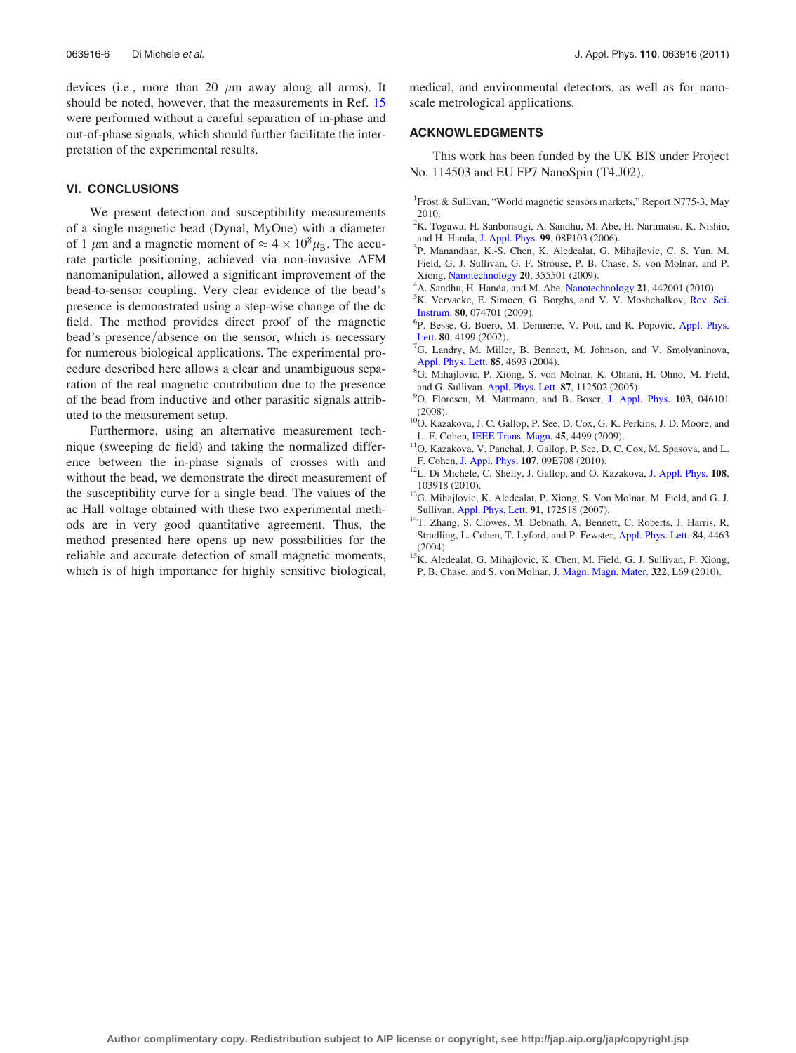devices (i.e., more than 20 $\mu$m away along all arms). It should be noted, however, that the measurements in Ref. 15 were performed without a careful separation of in-phase and out-of-phase signals, which should further facilitate the interpretation of the experimental results.

## VI. CONCLUSIONS

We present detection and susceptibility measurements of a single magnetic bead (Dynal, MyOne) with a diameter of 1 $\mu$m and a magnetic moment of $\approx 4 \times 10^8 \mu_B$. The accurate particle positioning, achieved via non-invasive AFM nanomanipulation, allowed a significant improvement of the bead-to-sensor coupling. Very clear evidence of the bead's presence is demonstrated using a step-wise change of the dc field. The method provides direct proof of the magnetic bead's presence/absence on the sensor, which is necessary for numerous biological applications. The experimental procedure described here allows a clear and unambiguous separation of the real magnetic contribution due to the presence of the bead from inductive and other parasitic signals attributed to the measurement setup.

Furthermore, using an alternative measurement technique (sweeping dc field) and taking the normalized difference between the in-phase signals of crosses with and without the bead, we demonstrate the direct measurement of the susceptibility curve for a single bead. The values of the ac Hall voltage obtained with these two experimental methods are in very good quantitative agreement. Thus, the method presented here opens up new possibilities for the reliable and accurate detection of small magnetic moments, which is of high importance for highly sensitive biological, medical, and environmental detectors, as well as for nanoscale metrological applications.

## ACKNOWLEDGMENTS

This work has been funded by the UK BIS under Project No. 114503 and EU FP7 NanoSpin (T4.J02).

[1] Frost & Sullivan, "World magnetic sensors markets," Report N775-3, May 2010.

[2] K. Togawa, H. Sanbonsugi, A. Sandhu, M. Abe, H. Narimatsu, K. Nishio, and H. Handa, J. Appl. Phys. **99**, 08P103 (2006).

[3] P. Manandhar, K.-S. Chen, K. Aledealat, G. Mihajlovic, C. S. Yun, M. Field, G. J. Sullivan, G. F. Strouse, P. B. Chase, S. von Molnar, and P. Xiong, Nanotechnology **20**, 355501 (2009).

[4] A. Sandhu, H. Handa, and M. Abe, Nanotechnology **21**, 442001 (2010).

[5] K. Vervaeke, E. Simoen, G. Borghs, and V. V. Moshchalkov, Rev. Sci. Instrum. **80**, 074701 (2009).

[6] P. Besse, G. Boero, M. Demierre, V. Pott, and R. Popovic, Appl. Phys. Lett. **80**, 4199 (2002).

[7] G. Landry, M. Miller, B. Bennett, M. Johnson, and V. Smolyaninova, Appl. Phys. Lett. **85**, 4693 (2004).

[8] G. Mihajlovic, P. Xiong, S. von Molnar, K. Ohtani, H. Ohno, M. Field, and G. Sullivan, Appl. Phys. Lett. **87**, 112502 (2005).

[9] O. Florescu, M. Mattmann, and B. Boser, J. Appl. Phys. **103**, 046101 (2008).

[10] O. Kazakova, J. C. Gallop, P. See, D. Cox, G. K. Perkins, J. D. Moore, and L. F. Cohen, IEEE Trans. Magn. **45**, 4499 (2009).

[11] O. Kazakova, V. Panchal, J. Gallop, P. See, D. C. Cox, M. Spasova, and L. F. Cohen, J. Appl. Phys. **107**, 09E708 (2010).

[12] L. Di Michele, C. Shelly, J. Gallop, and O. Kazakova, J. Appl. Phys. **108**, 103918 (2010).

[13] G. Mihajlovic, K. Aledealat, P. Xiong, S. Von Molnar, M. Field, and G. J. Sullivan, Appl. Phys. Lett. **91**, 172518 (2007).

[14] T. Zhang, S. Clowes, M. Debnath, A. Bennett, C. Roberts, J. Harris, R. Stradling, L. Cohen, T. Lyford, and P. Fewster, Appl. Phys. Lett. **84**, 4463 (2004).

[15] K. Aledealat, G. Mihajlovic, K. Chen, M. Field, G. J. Sullivan, P. Xiong, P. B. Chase, and S. von Molnar, J. Magn. Magn. Mater. **322**, L69 (2010).